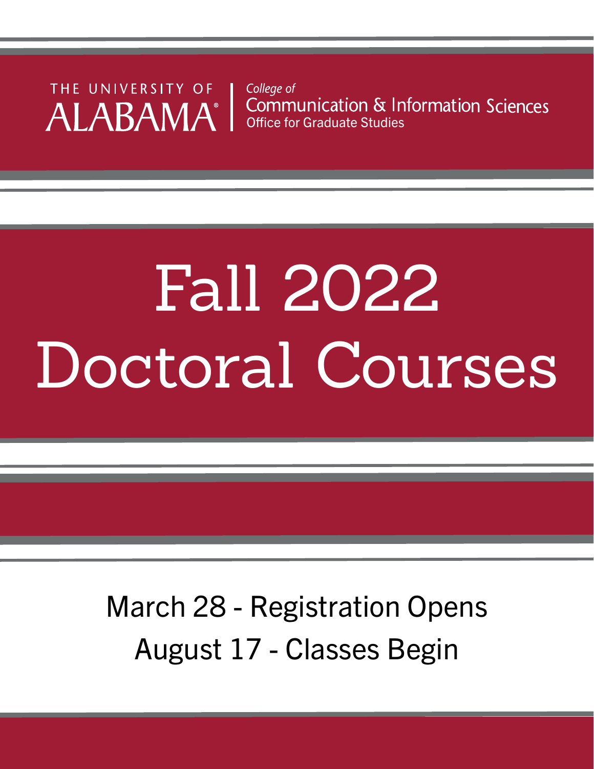THE UNIVERSITY OF ALABAMA®

*College of*
Communication & Information Sciences
Office for Graduate Studies

# Fall 2022 Doctoral Courses

March 28 - Registration Opens

August 17 - Classes Begin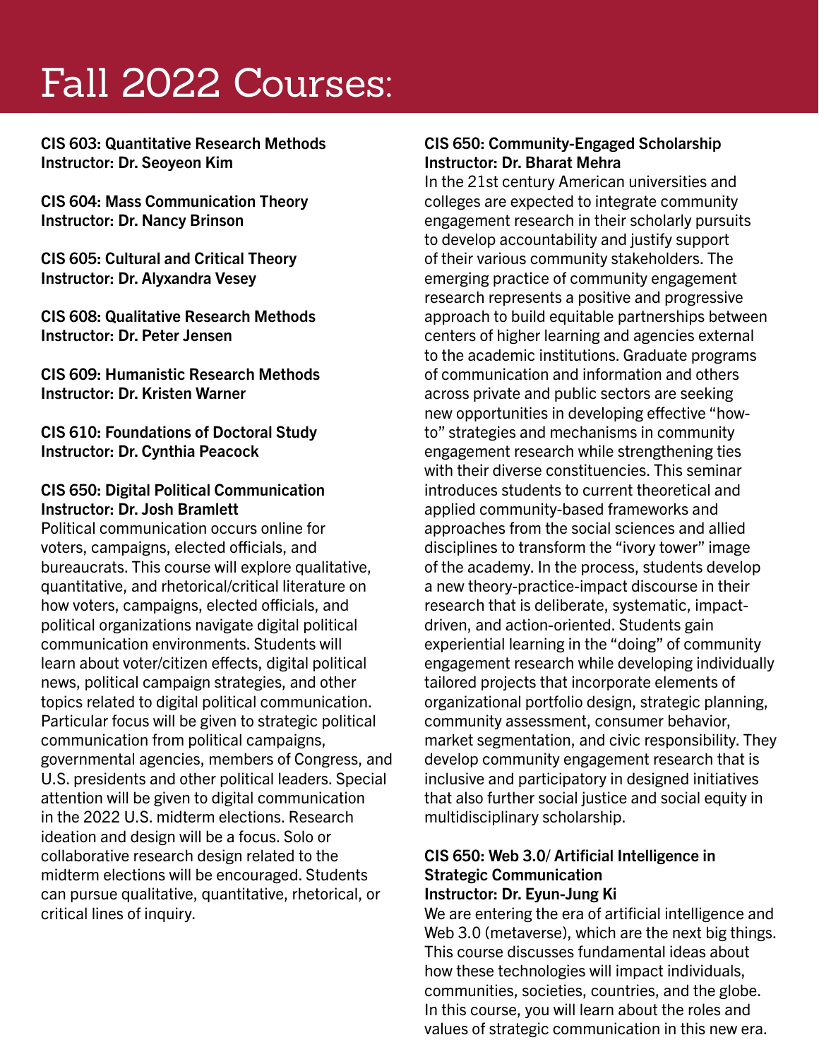# Fall 2022 Courses:

**CIS 603: Quantitative Research Methods**
**Instructor: Dr. Seoyeon Kim**

**CIS 604: Mass Communication Theory**
**Instructor: Dr. Nancy Brinson**

**CIS 605: Cultural and Critical Theory**
**Instructor: Dr. Alyxandra Vesey**

**CIS 608: Qualitative Research Methods**
**Instructor: Dr. Peter Jensen**

**CIS 609: Humanistic Research Methods**
**Instructor: Dr. Kristen Warner**

**CIS 610: Foundations of Doctoral Study**
**Instructor: Dr. Cynthia Peacock**

**CIS 650: Digital Political Communication**
**Instructor: Dr. Josh Bramlett**

Political communication occurs online for voters, campaigns, elected officials, and bureaucrats. This course will explore qualitative, quantitative, and rhetorical/critical literature on how voters, campaigns, elected officials, and political organizations navigate digital political communication environments. Students will learn about voter/citizen effects, digital political news, political campaign strategies, and other topics related to digital political communication. Particular focus will be given to strategic political communication from political campaigns, governmental agencies, members of Congress, and U.S. presidents and other political leaders. Special attention will be given to digital communication in the 2022 U.S. midterm elections. Research ideation and design will be a focus. Solo or collaborative research design related to the midterm elections will be encouraged. Students can pursue qualitative, quantitative, rhetorical, or critical lines of inquiry.

**CIS 650: Community-Engaged Scholarship**
**Instructor: Dr. Bharat Mehra**

In the 21st century American universities and colleges are expected to integrate community engagement research in their scholarly pursuits to develop accountability and justify support of their various community stakeholders. The emerging practice of community engagement research represents a positive and progressive approach to build equitable partnerships between centers of higher learning and agencies external to the academic institutions. Graduate programs of communication and information and others across private and public sectors are seeking new opportunities in developing effective "how-to" strategies and mechanisms in community engagement research while strengthening ties with their diverse constituencies. This seminar introduces students to current theoretical and applied community-based frameworks and approaches from the social sciences and allied disciplines to transform the "ivory tower" image of the academy. In the process, students develop a new theory-practice-impact discourse in their research that is deliberate, systematic, impact-driven, and action-oriented. Students gain experiential learning in the "doing" of community engagement research while developing individually tailored projects that incorporate elements of organizational portfolio design, strategic planning, community assessment, consumer behavior, market segmentation, and civic responsibility. They develop community engagement research that is inclusive and participatory in designed initiatives that also further social justice and social equity in multidisciplinary scholarship.

**CIS 650: Web 3.0/ Artificial Intelligence in Strategic Communication**
**Instructor: Dr. Eyun-Jung Ki**

We are entering the era of artificial intelligence and Web 3.0 (metaverse), which are the next big things. This course discusses fundamental ideas about how these technologies will impact individuals, communities, societies, countries, and the globe. In this course, you will learn about the roles and values of strategic communication in this new era.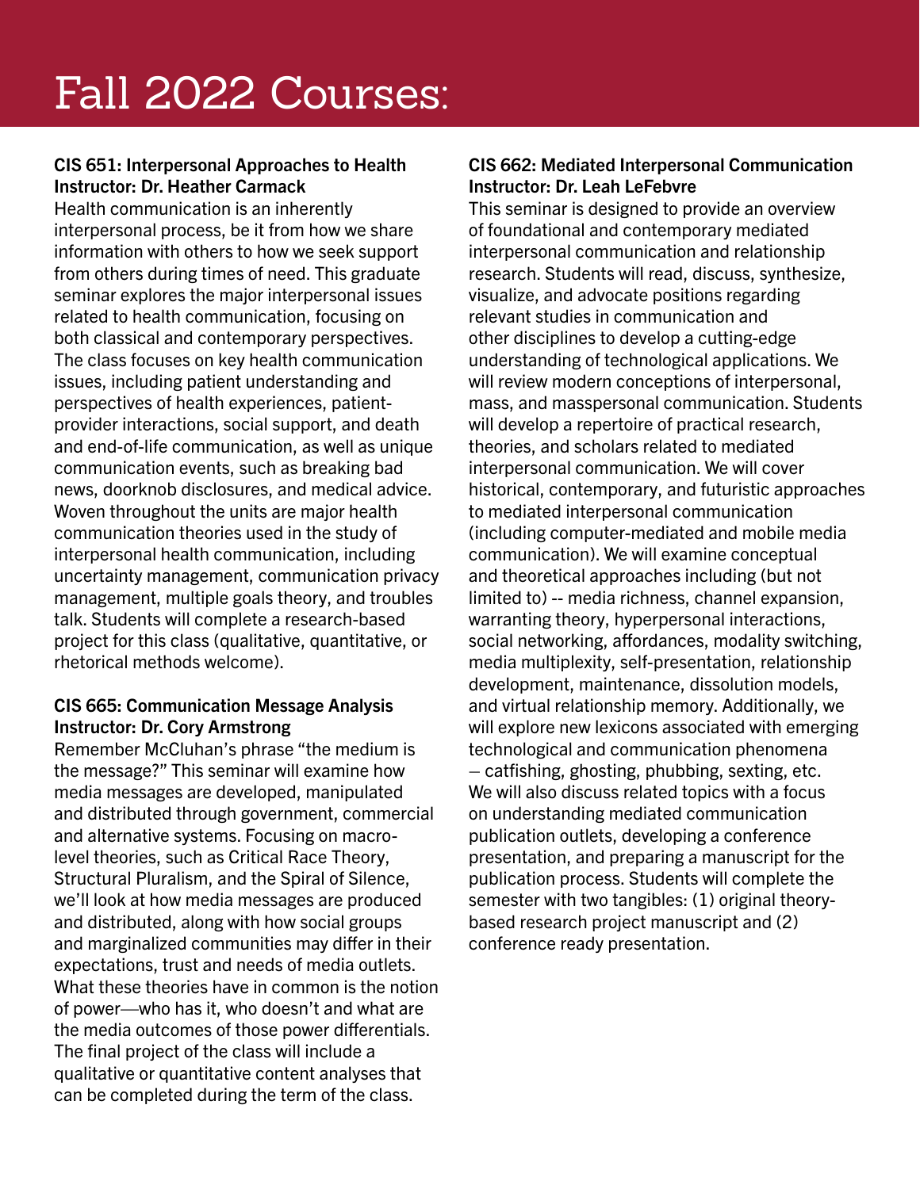# Fall 2022 Courses:

**CIS 651: Interpersonal Approaches to Health**
**Instructor: Dr. Heather Carmack**

Health communication is an inherently interpersonal process, be it from how we share information with others to how we seek support from others during times of need. This graduate seminar explores the major interpersonal issues related to health communication, focusing on both classical and contemporary perspectives. The class focuses on key health communication issues, including patient understanding and perspectives of health experiences, patient-provider interactions, social support, and death and end-of-life communication, as well as unique communication events, such as breaking bad news, doorknob disclosures, and medical advice. Woven throughout the units are major health communication theories used in the study of interpersonal health communication, including uncertainty management, communication privacy management, multiple goals theory, and troubles talk. Students will complete a research-based project for this class (qualitative, quantitative, or rhetorical methods welcome).

**CIS 665: Communication Message Analysis**
**Instructor: Dr. Cory Armstrong**

Remember McCluhan's phrase "the medium is the message?" This seminar will examine how media messages are developed, manipulated and distributed through government, commercial and alternative systems. Focusing on macro-level theories, such as Critical Race Theory, Structural Pluralism, and the Spiral of Silence, we'll look at how media messages are produced and distributed, along with how social groups and marginalized communities may differ in their expectations, trust and needs of media outlets. What these theories have in common is the notion of power—who has it, who doesn't and what are the media outcomes of those power differentials. The final project of the class will include a qualitative or quantitative content analyses that can be completed during the term of the class.

**CIS 662: Mediated Interpersonal Communication**
**Instructor: Dr. Leah LeFebvre**

This seminar is designed to provide an overview of foundational and contemporary mediated interpersonal communication and relationship research. Students will read, discuss, synthesize, visualize, and advocate positions regarding relevant studies in communication and other disciplines to develop a cutting-edge understanding of technological applications. We will review modern conceptions of interpersonal, mass, and masspersonal communication. Students will develop a repertoire of practical research, theories, and scholars related to mediated interpersonal communication. We will cover historical, contemporary, and futuristic approaches to mediated interpersonal communication (including computer-mediated and mobile media communication). We will examine conceptual and theoretical approaches including (but not limited to) -- media richness, channel expansion, warranting theory, hyperpersonal interactions, social networking, affordances, modality switching, media multiplexity, self-presentation, relationship development, maintenance, dissolution models, and virtual relationship memory. Additionally, we will explore new lexicons associated with emerging technological and communication phenomena – catfishing, ghosting, phubbing, sexting, etc. We will also discuss related topics with a focus on understanding mediated communication publication outlets, developing a conference presentation, and preparing a manuscript for the publication process. Students will complete the semester with two tangibles: (1) original theory-based research project manuscript and (2) conference ready presentation.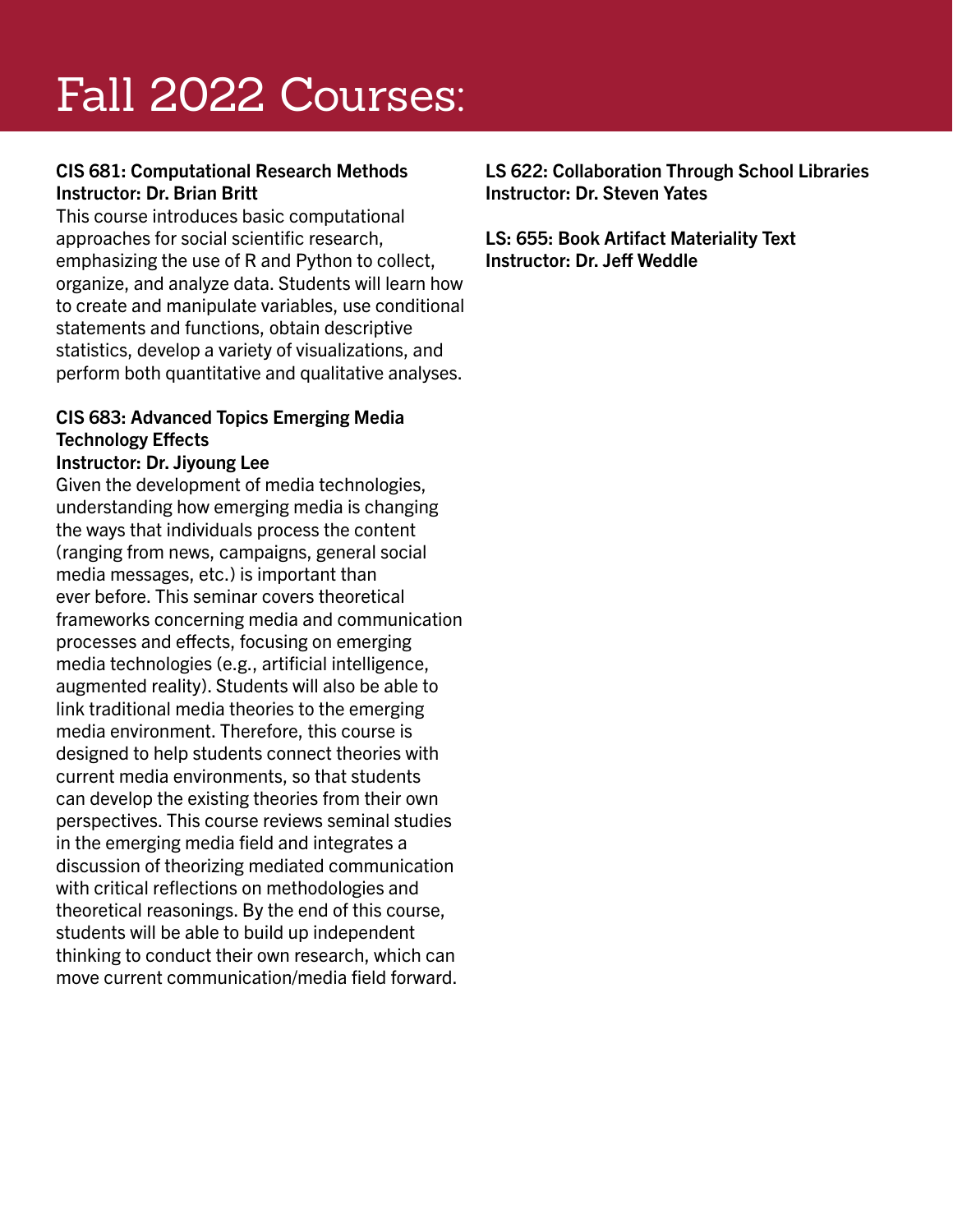# Fall 2022 Courses:

**CIS 681: Computational Research Methods**
**Instructor: Dr. Brian Britt**

This course introduces basic computational approaches for social scientific research, emphasizing the use of R and Python to collect, organize, and analyze data. Students will learn how to create and manipulate variables, use conditional statements and functions, obtain descriptive statistics, develop a variety of visualizations, and perform both quantitative and qualitative analyses.

**CIS 683: Advanced Topics Emerging Media Technology Effects**
**Instructor: Dr. Jiyoung Lee**

Given the development of media technologies, understanding how emerging media is changing the ways that individuals process the content (ranging from news, campaigns, general social media messages, etc.) is important than ever before. This seminar covers theoretical frameworks concerning media and communication processes and effects, focusing on emerging media technologies (e.g., artificial intelligence, augmented reality). Students will also be able to link traditional media theories to the emerging media environment. Therefore, this course is designed to help students connect theories with current media environments, so that students can develop the existing theories from their own perspectives. This course reviews seminal studies in the emerging media field and integrates a discussion of theorizing mediated communication with critical reflections on methodologies and theoretical reasonings. By the end of this course, students will be able to build up independent thinking to conduct their own research, which can move current communication/media field forward.

**LS 622: Collaboration Through School Libraries**
**Instructor: Dr. Steven Yates**

**LS: 655: Book Artifact Materiality Text**
**Instructor: Dr. Jeff Weddle**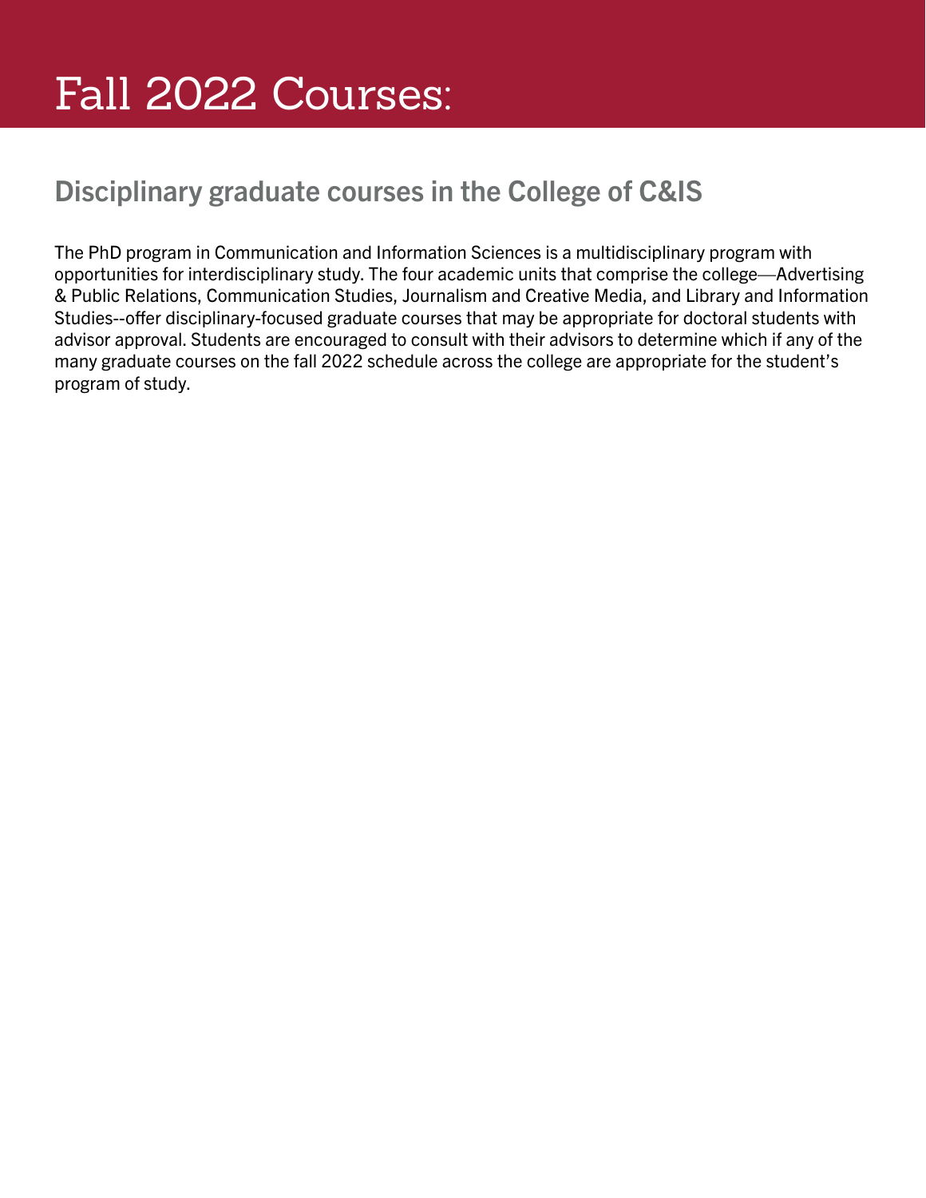# Fall 2022 Courses:

## Disciplinary graduate courses in the College of C&IS

The PhD program in Communication and Information Sciences is a multidisciplinary program with opportunities for interdisciplinary study. The four academic units that comprise the college—Advertising & Public Relations, Communication Studies, Journalism and Creative Media, and Library and Information Studies--offer disciplinary-focused graduate courses that may be appropriate for doctoral students with advisor approval. Students are encouraged to consult with their advisors to determine which if any of the many graduate courses on the fall 2022 schedule across the college are appropriate for the student's program of study.